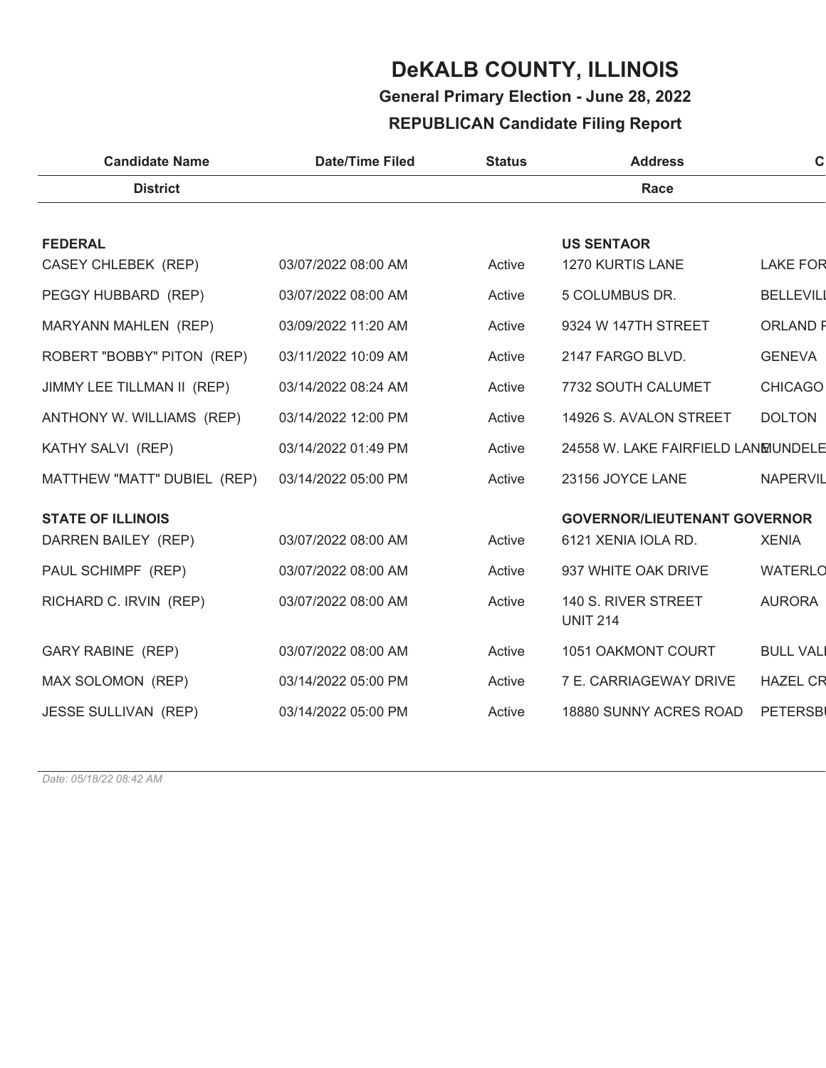# DeKALB COUNTY, ILLINOIS

## General Primary Election - June 28, 2022

## REPUBLICAN Candidate Filing Report

| Candidate Name / District | Date/Time Filed | Status | Address / Race | C |
|---|---|---|---|---|
| **FEDERAL** | | | **US SENTAOR** | |
| CASEY CHLEBEK (REP) | 03/07/2022 08:00 AM | Active | 1270 KURTIS LANE | LAKE FOR |
| PEGGY HUBBARD (REP) | 03/07/2022 08:00 AM | Active | 5 COLUMBUS DR. | BELLEVILL |
| MARYANN MAHLEN (REP) | 03/09/2022 11:20 AM | Active | 9324 W 147TH STREET | ORLAND F |
| ROBERT "BOBBY" PITON (REP) | 03/11/2022 10:09 AM | Active | 2147 FARGO BLVD. | GENEVA |
| JIMMY LEE TILLMAN II (REP) | 03/14/2022 08:24 AM | Active | 7732 SOUTH CALUMET | CHICAGO |
| ANTHONY W. WILLIAMS (REP) | 03/14/2022 12:00 PM | Active | 14926 S. AVALON STREET | DOLTON |
| KATHY SALVI (REP) | 03/14/2022 01:49 PM | Active | 24558 W. LAKE FAIRFIELD LANE | MUNDELE |
| MATTHEW "MATT" DUBIEL (REP) | 03/14/2022 05:00 PM | Active | 23156 JOYCE LANE | NAPERVIL |
| **STATE OF ILLINOIS** | | | **GOVERNOR/LIEUTENANT GOVERNOR** | |
| DARREN BAILEY (REP) | 03/07/2022 08:00 AM | Active | 6121 XENIA IOLA RD. | XENIA |
| PAUL SCHIMPF (REP) | 03/07/2022 08:00 AM | Active | 937 WHITE OAK DRIVE | WATERLO |
| RICHARD C. IRVIN (REP) | 03/07/2022 08:00 AM | Active | 140 S. RIVER STREET UNIT 214 | AURORA |
| GARY RABINE (REP) | 03/07/2022 08:00 AM | Active | 1051 OAKMONT COURT | BULL VALI |
| MAX SOLOMON (REP) | 03/14/2022 05:00 PM | Active | 7 E. CARRIAGEWAY DRIVE | HAZEL CR |
| JESSE SULLIVAN (REP) | 03/14/2022 05:00 PM | Active | 18880 SUNNY ACRES ROAD | PETERSBU |

*Date: 05/18/22 08:42 AM*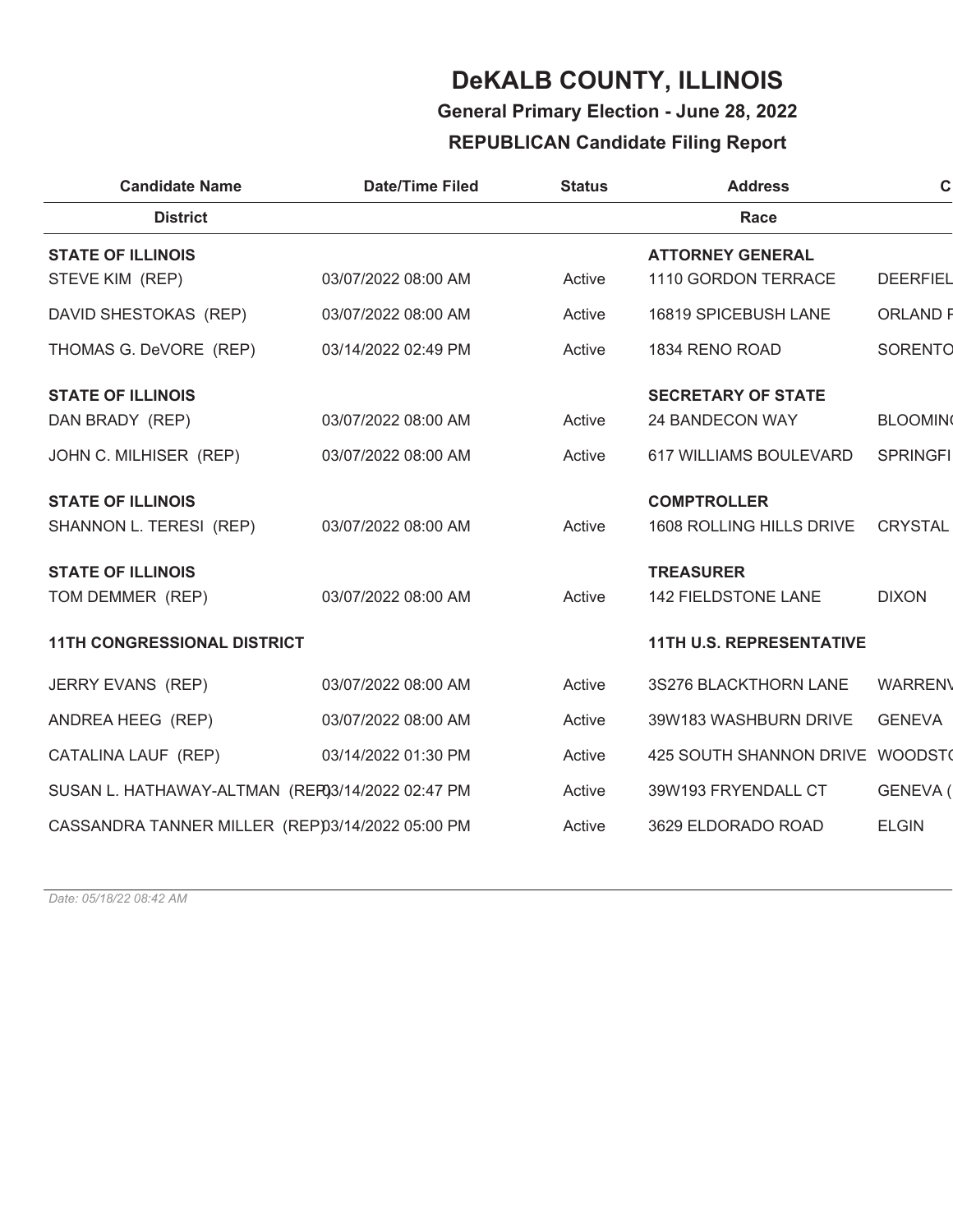# DeKALB COUNTY, ILLINOIS

**General Primary Election - June 28, 2022**

**REPUBLICAN Candidate Filing Report**

| Candidate Name | Date/Time Filed | Status | Address | C |
|---|---|---|---|---|
| **District** | | | **Race** | |
| **STATE OF ILLINOIS** | | | **ATTORNEY GENERAL** | |
| STEVE KIM (REP) | 03/07/2022 08:00 AM | Active | 1110 GORDON TERRACE | DEERFIEL |
| DAVID SHESTOKAS (REP) | 03/07/2022 08:00 AM | Active | 16819 SPICEBUSH LANE | ORLAND F |
| THOMAS G. DeVORE (REP) | 03/14/2022 02:49 PM | Active | 1834 RENO ROAD | SORENTO |
| **STATE OF ILLINOIS** | | | **SECRETARY OF STATE** | |
| DAN BRADY (REP) | 03/07/2022 08:00 AM | Active | 24 BANDECON WAY | BLOOMIN |
| JOHN C. MILHISER (REP) | 03/07/2022 08:00 AM | Active | 617 WILLIAMS BOULEVARD | SPRINGFI |
| **STATE OF ILLINOIS** | | | **COMPTROLLER** | |
| SHANNON L. TERESI (REP) | 03/07/2022 08:00 AM | Active | 1608 ROLLING HILLS DRIVE | CRYSTAL |
| **STATE OF ILLINOIS** | | | **TREASURER** | |
| TOM DEMMER (REP) | 03/07/2022 08:00 AM | Active | 142 FIELDSTONE LANE | DIXON |
| **11TH CONGRESSIONAL DISTRICT** | | | **11TH U.S. REPRESENTATIVE** | |
| JERRY EVANS (REP) | 03/07/2022 08:00 AM | Active | 3S276 BLACKTHORN LANE | WARRENV |
| ANDREA HEEG (REP) | 03/07/2022 08:00 AM | Active | 39W183 WASHBURN DRIVE | GENEVA |
| CATALINA LAUF (REP) | 03/14/2022 01:30 PM | Active | 425 SOUTH SHANNON DRIVE | WOODSTO |
| SUSAN L. HATHAWAY-ALTMAN (REP) | 03/14/2022 02:47 PM | Active | 39W193 FRYENDALL CT | GENEVA ( |
| CASSANDRA TANNER MILLER (REP) | 03/14/2022 05:00 PM | Active | 3629 ELDORADO ROAD | ELGIN |

*Date: 05/18/22 08:42 AM*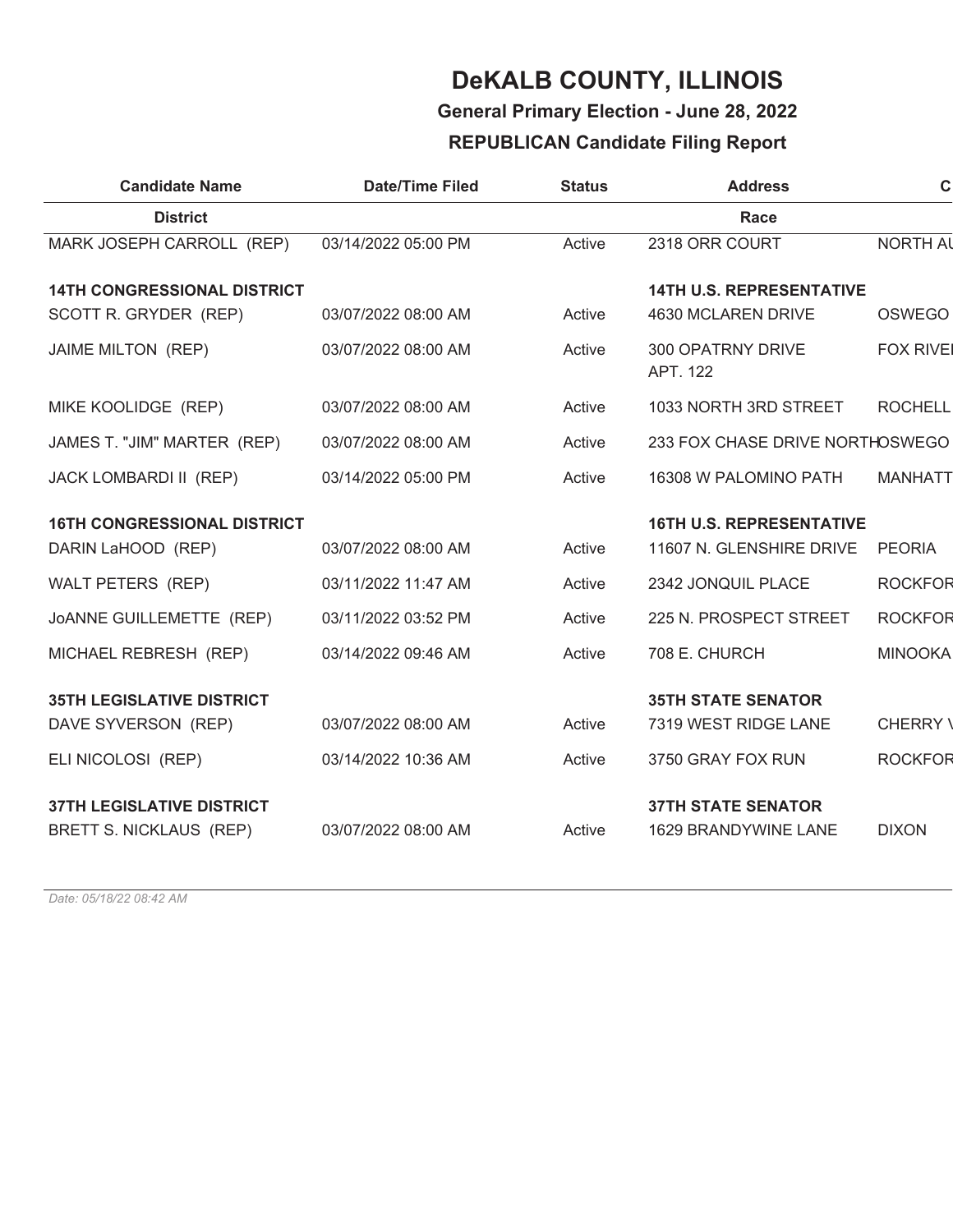# DeKALB COUNTY, ILLINOIS

## General Primary Election - June 28, 2022

## REPUBLICAN Candidate Filing Report

| Candidate Name | Date/Time Filed | Status | Address | C |
|---|---|---|---|---|
| **District** | | | **Race** | |
| MARK JOSEPH CARROLL (REP) | 03/14/2022 05:00 PM | Active | 2318 ORR COURT | NORTH AU |
| **14TH CONGRESSIONAL DISTRICT** | | | **14TH U.S. REPRESENTATIVE** | |
| SCOTT R. GRYDER (REP) | 03/07/2022 08:00 AM | Active | 4630 MCLAREN DRIVE | OSWEGO |
| JAIME MILTON (REP) | 03/07/2022 08:00 AM | Active | 300 OPATRNY DRIVE APT. 122 | FOX RIVEI |
| MIKE KOOLIDGE (REP) | 03/07/2022 08:00 AM | Active | 1033 NORTH 3RD STREET | ROCHELL |
| JAMES T. "JIM" MARTER (REP) | 03/07/2022 08:00 AM | Active | 233 FOX CHASE DRIVE NORTH | OSWEGO |
| JACK LOMBARDI II (REP) | 03/14/2022 05:00 PM | Active | 16308 W PALOMINO PATH | MANHATT |
| **16TH CONGRESSIONAL DISTRICT** | | | **16TH U.S. REPRESENTATIVE** | |
| DARIN LaHOOD (REP) | 03/07/2022 08:00 AM | Active | 11607 N. GLENSHIRE DRIVE | PEORIA |
| WALT PETERS (REP) | 03/11/2022 11:47 AM | Active | 2342 JONQUIL PLACE | ROCKFOR |
| JoANNE GUILLEMETTE (REP) | 03/11/2022 03:52 PM | Active | 225 N. PROSPECT STREET | ROCKFOR |
| MICHAEL REBRESH (REP) | 03/14/2022 09:46 AM | Active | 708 E. CHURCH | MINOOKA |
| **35TH LEGISLATIVE DISTRICT** | | | **35TH STATE SENATOR** | |
| DAVE SYVERSON (REP) | 03/07/2022 08:00 AM | Active | 7319 WEST RIDGE LANE | CHERRY V |
| ELI NICOLOSI (REP) | 03/14/2022 10:36 AM | Active | 3750 GRAY FOX RUN | ROCKFOR |
| **37TH LEGISLATIVE DISTRICT** | | | **37TH STATE SENATOR** | |
| BRETT S. NICKLAUS (REP) | 03/07/2022 08:00 AM | Active | 1629 BRANDYWINE LANE | DIXON |

*Date: 05/18/22 08:42 AM*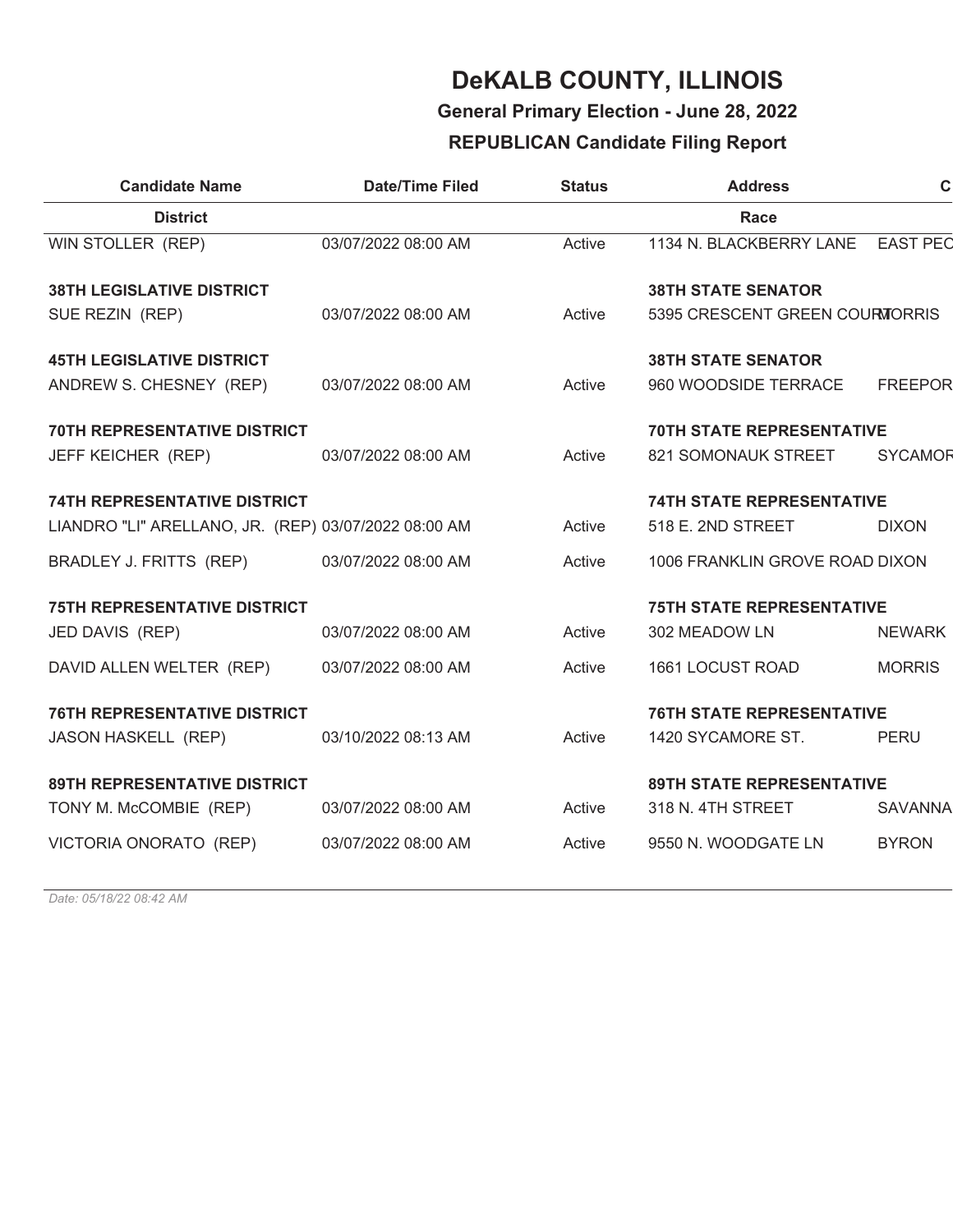# DeKALB COUNTY, ILLINOIS

**General Primary Election - June 28, 2022**

**REPUBLICAN Candidate Filing Report**

| Candidate Name | Date/Time Filed | Status | Address | C |
|---|---|---|---|---|
| **District** | | | **Race** | |
| WIN STOLLER (REP) | 03/07/2022 08:00 AM | Active | 1134 N. BLACKBERRY LANE | EAST PEC |
| **38TH LEGISLATIVE DISTRICT** | | | **38TH STATE SENATOR** | |
| SUE REZIN (REP) | 03/07/2022 08:00 AM | Active | 5395 CRESCENT GREEN COURT | MORRIS |
| **45TH LEGISLATIVE DISTRICT** | | | **38TH STATE SENATOR** | |
| ANDREW S. CHESNEY (REP) | 03/07/2022 08:00 AM | Active | 960 WOODSIDE TERRACE | FREEPOR |
| **70TH REPRESENTATIVE DISTRICT** | | | **70TH STATE REPRESENTATIVE** | |
| JEFF KEICHER (REP) | 03/07/2022 08:00 AM | Active | 821 SOMONAUK STREET | SYCAMOR |
| **74TH REPRESENTATIVE DISTRICT** | | | **74TH STATE REPRESENTATIVE** | |
| LIANDRO "LI" ARELLANO, JR. (REP) | 03/07/2022 08:00 AM | Active | 518 E. 2ND STREET | DIXON |
| BRADLEY J. FRITTS (REP) | 03/07/2022 08:00 AM | Active | 1006 FRANKLIN GROVE ROAD | DIXON |
| **75TH REPRESENTATIVE DISTRICT** | | | **75TH STATE REPRESENTATIVE** | |
| JED DAVIS (REP) | 03/07/2022 08:00 AM | Active | 302 MEADOW LN | NEWARK |
| DAVID ALLEN WELTER (REP) | 03/07/2022 08:00 AM | Active | 1661 LOCUST ROAD | MORRIS |
| **76TH REPRESENTATIVE DISTRICT** | | | **76TH STATE REPRESENTATIVE** | |
| JASON HASKELL (REP) | 03/10/2022 08:13 AM | Active | 1420 SYCAMORE ST. | PERU |
| **89TH REPRESENTATIVE DISTRICT** | | | **89TH STATE REPRESENTATIVE** | |
| TONY M. McCOMBIE (REP) | 03/07/2022 08:00 AM | Active | 318 N. 4TH STREET | SAVANNA |
| VICTORIA ONORATO (REP) | 03/07/2022 08:00 AM | Active | 9550 N. WOODGATE LN | BYRON |

*Date: 05/18/22 08:42 AM*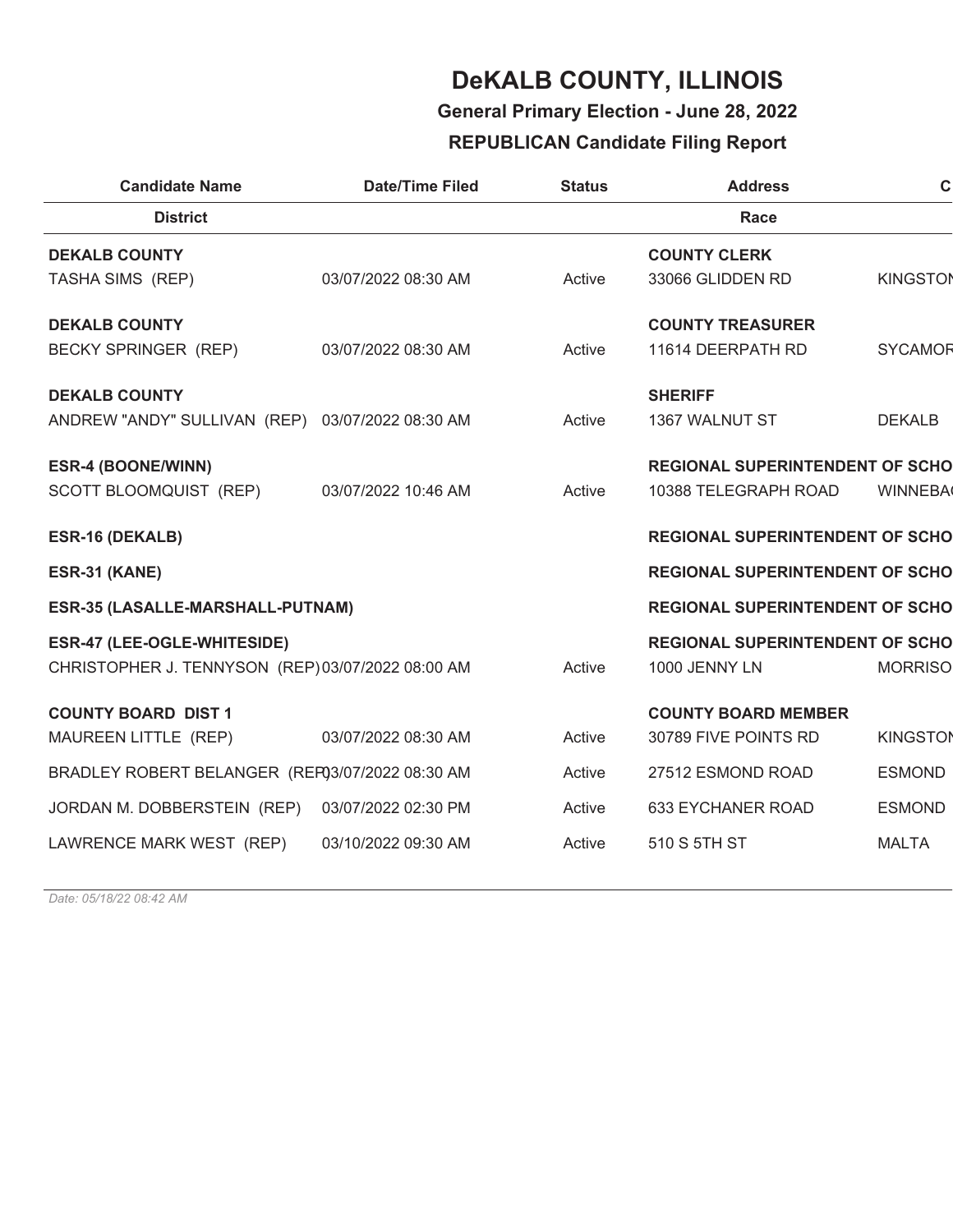# DeKALB COUNTY, ILLINOIS

## General Primary Election - June 28, 2022

## REPUBLICAN Candidate Filing Report

| Candidate Name | Date/Time Filed | Status | Address | C |
|---|---|---|---|---|
| **District** | | | **Race** | |
| **DEKALB COUNTY** | | | **COUNTY CLERK** | |
| TASHA SIMS (REP) | 03/07/2022 08:30 AM | Active | 33066 GLIDDEN RD | KINGSTON |
| **DEKALB COUNTY** | | | **COUNTY TREASURER** | |
| BECKY SPRINGER (REP) | 03/07/2022 08:30 AM | Active | 11614 DEERPATH RD | SYCAMOR |
| **DEKALB COUNTY** | | | **SHERIFF** | |
| ANDREW "ANDY" SULLIVAN (REP) | 03/07/2022 08:30 AM | Active | 1367 WALNUT ST | DEKALB |
| **ESR-4 (BOONE/WINN)** | | | **REGIONAL SUPERINTENDENT OF SCHO** | |
| SCOTT BLOOMQUIST (REP) | 03/07/2022 10:46 AM | Active | 10388 TELEGRAPH ROAD | WINNEBA |
| **ESR-16 (DEKALB)** | | | **REGIONAL SUPERINTENDENT OF SCHO** | |
| **ESR-31 (KANE)** | | | **REGIONAL SUPERINTENDENT OF SCHO** | |
| **ESR-35 (LASALLE-MARSHALL-PUTNAM)** | | | **REGIONAL SUPERINTENDENT OF SCHO** | |
| **ESR-47 (LEE-OGLE-WHITESIDE)** | | | **REGIONAL SUPERINTENDENT OF SCHO** | |
| CHRISTOPHER J. TENNYSON (REP) | 03/07/2022 08:00 AM | Active | 1000 JENNY LN | MORRISO |
| **COUNTY BOARD DIST 1** | | | **COUNTY BOARD MEMBER** | |
| MAUREEN LITTLE (REP) | 03/07/2022 08:30 AM | Active | 30789 FIVE POINTS RD | KINGSTON |
| BRADLEY ROBERT BELANGER (REP) | 03/07/2022 08:30 AM | Active | 27512 ESMOND ROAD | ESMOND |
| JORDAN M. DOBBERSTEIN (REP) | 03/07/2022 02:30 PM | Active | 633 EYCHANER ROAD | ESMOND |
| LAWRENCE MARK WEST (REP) | 03/10/2022 09:30 AM | Active | 510 S 5TH ST | MALTA |

*Date: 05/18/22 08:42 AM*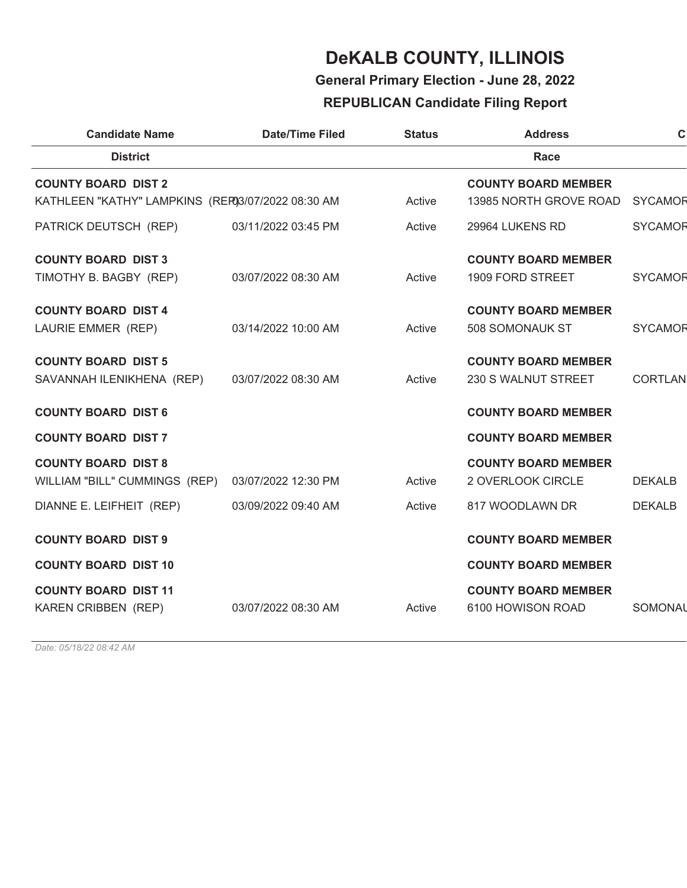# DeKALB COUNTY, ILLINOIS

**General Primary Election - June 28, 2022**

**REPUBLICAN Candidate Filing Report**

| Candidate Name | Date/Time Filed | Status | Address | C |
|---|---|---|---|---|
| **District** | | | **Race** | |
| **COUNTY BOARD DIST 2** | | | **COUNTY BOARD MEMBER** | |
| KATHLEEN "KATHY" LAMPKINS (REP) | 03/07/2022 08:30 AM | Active | 13985 NORTH GROVE ROAD | SYCAMOR |
| PATRICK DEUTSCH (REP) | 03/11/2022 03:45 PM | Active | 29964 LUKENS RD | SYCAMOR |
| **COUNTY BOARD DIST 3** | | | **COUNTY BOARD MEMBER** | |
| TIMOTHY B. BAGBY (REP) | 03/07/2022 08:30 AM | Active | 1909 FORD STREET | SYCAMOR |
| **COUNTY BOARD DIST 4** | | | **COUNTY BOARD MEMBER** | |
| LAURIE EMMER (REP) | 03/14/2022 10:00 AM | Active | 508 SOMONAUK ST | SYCAMOR |
| **COUNTY BOARD DIST 5** | | | **COUNTY BOARD MEMBER** | |
| SAVANNAH ILENIKHENA (REP) | 03/07/2022 08:30 AM | Active | 230 S WALNUT STREET | CORTLAN |
| **COUNTY BOARD DIST 6** | | | **COUNTY BOARD MEMBER** | |
| **COUNTY BOARD DIST 7** | | | **COUNTY BOARD MEMBER** | |
| **COUNTY BOARD DIST 8** | | | **COUNTY BOARD MEMBER** | |
| WILLIAM "BILL" CUMMINGS (REP) | 03/07/2022 12:30 PM | Active | 2 OVERLOOK CIRCLE | DEKALB |
| DIANNE E. LEIFHEIT (REP) | 03/09/2022 09:40 AM | Active | 817 WOODLAWN DR | DEKALB |
| **COUNTY BOARD DIST 9** | | | **COUNTY BOARD MEMBER** | |
| **COUNTY BOARD DIST 10** | | | **COUNTY BOARD MEMBER** | |
| **COUNTY BOARD DIST 11** | | | **COUNTY BOARD MEMBER** | |
| KAREN CRIBBEN (REP) | 03/07/2022 08:30 AM | Active | 6100 HOWISON ROAD | SOMONAU |

*Date: 05/18/22 08:42 AM*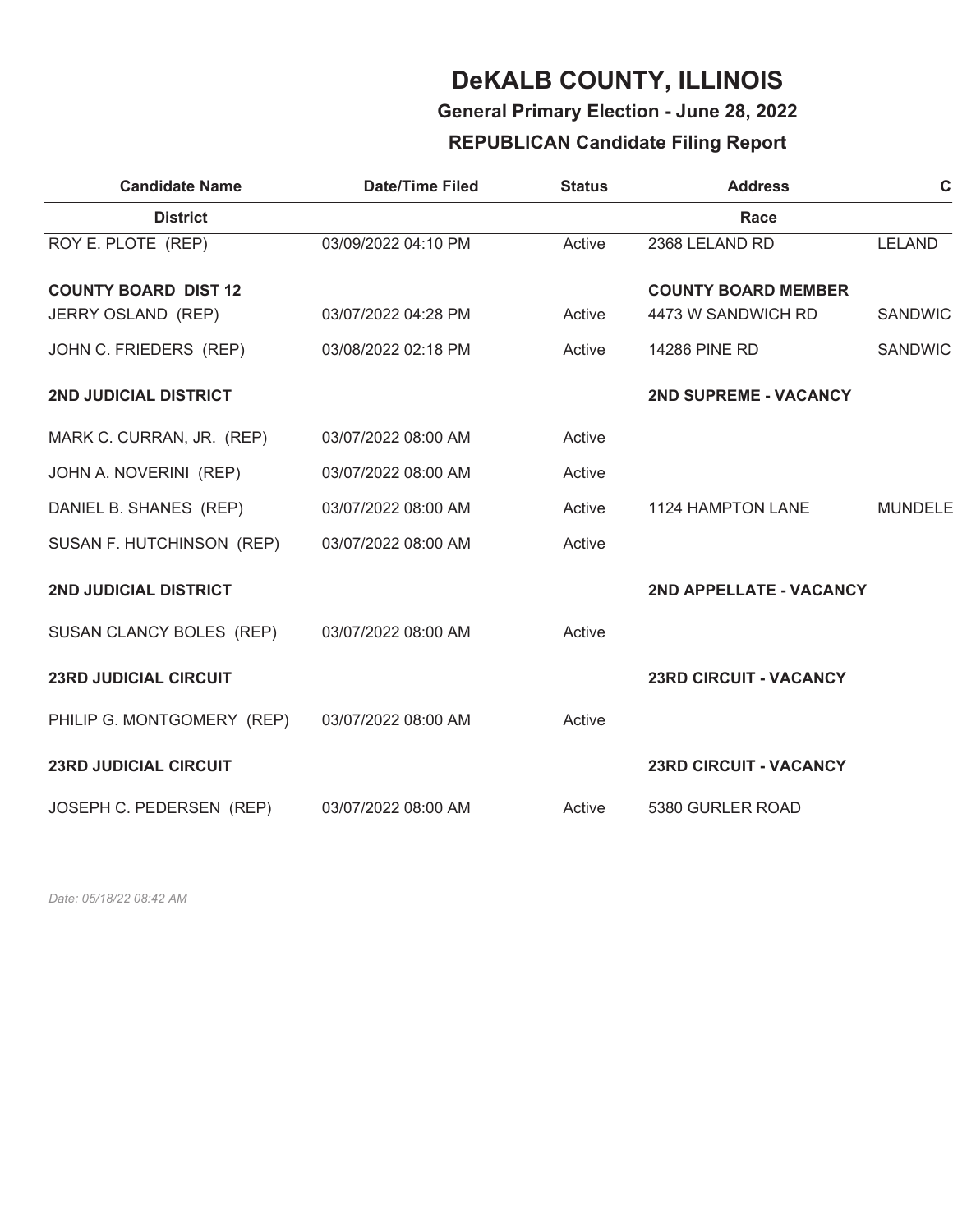# DeKALB COUNTY, ILLINOIS

**General Primary Election - June 28, 2022**

**REPUBLICAN Candidate Filing Report**

| Candidate Name | Date/Time Filed | Status | Address | C |
|---|---|---|---|---|
| **District** | | | **Race** | |
| ROY E. PLOTE (REP) | 03/09/2022 04:10 PM | Active | 2368 LELAND RD | LELAND |
| **COUNTY BOARD DIST 12** | | | **COUNTY BOARD MEMBER** | |
| JERRY OSLAND (REP) | 03/07/2022 04:28 PM | Active | 4473 W SANDWICH RD | SANDWIC |
| JOHN C. FRIEDERS (REP) | 03/08/2022 02:18 PM | Active | 14286 PINE RD | SANDWIC |
| **2ND JUDICIAL DISTRICT** | | | **2ND SUPREME - VACANCY** | |
| MARK C. CURRAN, JR. (REP) | 03/07/2022 08:00 AM | Active | | |
| JOHN A. NOVERINI (REP) | 03/07/2022 08:00 AM | Active | | |
| DANIEL B. SHANES (REP) | 03/07/2022 08:00 AM | Active | 1124 HAMPTON LANE | MUNDELE |
| SUSAN F. HUTCHINSON (REP) | 03/07/2022 08:00 AM | Active | | |
| **2ND JUDICIAL DISTRICT** | | | **2ND APPELLATE - VACANCY** | |
| SUSAN CLANCY BOLES (REP) | 03/07/2022 08:00 AM | Active | | |
| **23RD JUDICIAL CIRCUIT** | | | **23RD CIRCUIT - VACANCY** | |
| PHILIP G. MONTGOMERY (REP) | 03/07/2022 08:00 AM | Active | | |
| **23RD JUDICIAL CIRCUIT** | | | **23RD CIRCUIT - VACANCY** | |
| JOSEPH C. PEDERSEN (REP) | 03/07/2022 08:00 AM | Active | 5380 GURLER ROAD | |

*Date: 05/18/22 08:42 AM*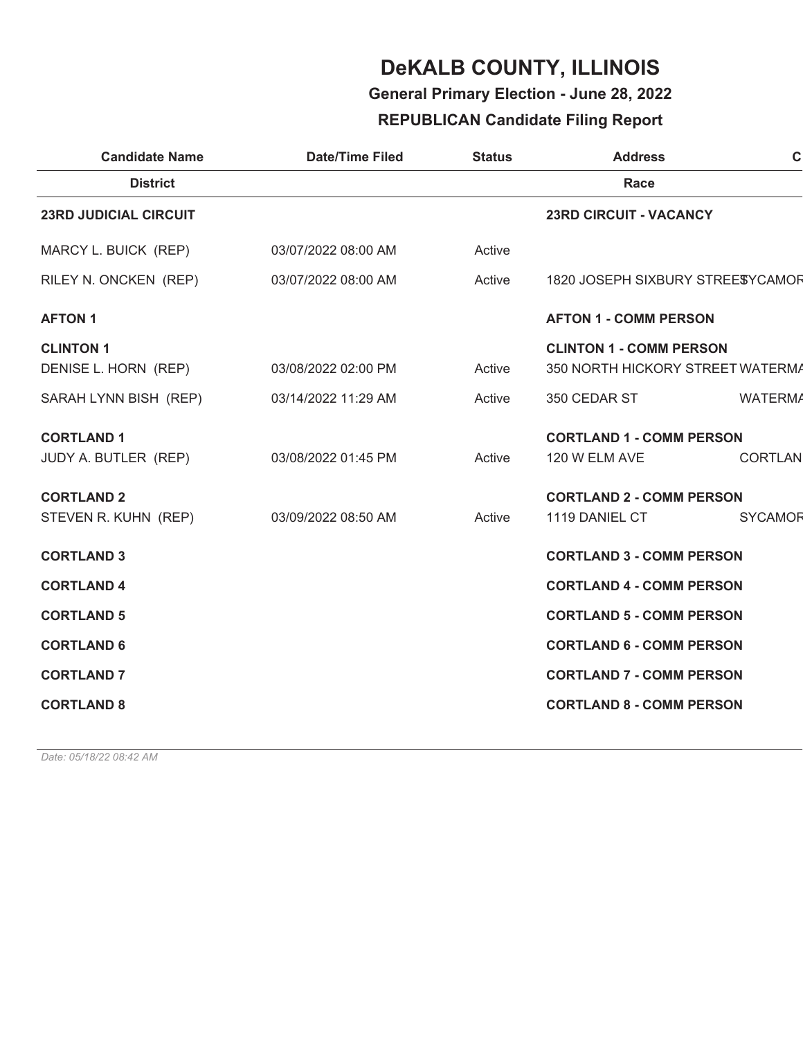# DeKALB COUNTY, ILLINOIS

## General Primary Election - June 28, 2022

## REPUBLICAN Candidate Filing Report

| Candidate Name / District | Date/Time Filed | Status | Address / Race | C |
|---|---|---|---|---|
| **23RD JUDICIAL CIRCUIT** | | | **23RD CIRCUIT - VACANCY** | |
| MARCY L. BUICK (REP) | 03/07/2022 08:00 AM | Active | | |
| RILEY N. ONCKEN (REP) | 03/07/2022 08:00 AM | Active | 1820 JOSEPH SIXBURY STREET | SYCAMOR |
| **AFTON 1** | | | **AFTON 1 - COMM PERSON** | |
| **CLINTON 1** | | | **CLINTON 1 - COMM PERSON** | |
| DENISE L. HORN (REP) | 03/08/2022 02:00 PM | Active | 350 NORTH HICKORY STREET | WATERMA |
| SARAH LYNN BISH (REP) | 03/14/2022 11:29 AM | Active | 350 CEDAR ST | WATERMA |
| **CORTLAND 1** | | | **CORTLAND 1 - COMM PERSON** | |
| JUDY A. BUTLER (REP) | 03/08/2022 01:45 PM | Active | 120 W ELM AVE | CORTLAN |
| **CORTLAND 2** | | | **CORTLAND 2 - COMM PERSON** | |
| STEVEN R. KUHN (REP) | 03/09/2022 08:50 AM | Active | 1119 DANIEL CT | SYCAMOR |
| **CORTLAND 3** | | | **CORTLAND 3 - COMM PERSON** | |
| **CORTLAND 4** | | | **CORTLAND 4 - COMM PERSON** | |
| **CORTLAND 5** | | | **CORTLAND 5 - COMM PERSON** | |
| **CORTLAND 6** | | | **CORTLAND 6 - COMM PERSON** | |
| **CORTLAND 7** | | | **CORTLAND 7 - COMM PERSON** | |
| **CORTLAND 8** | | | **CORTLAND 8 - COMM PERSON** | |

*Date: 05/18/22 08:42 AM*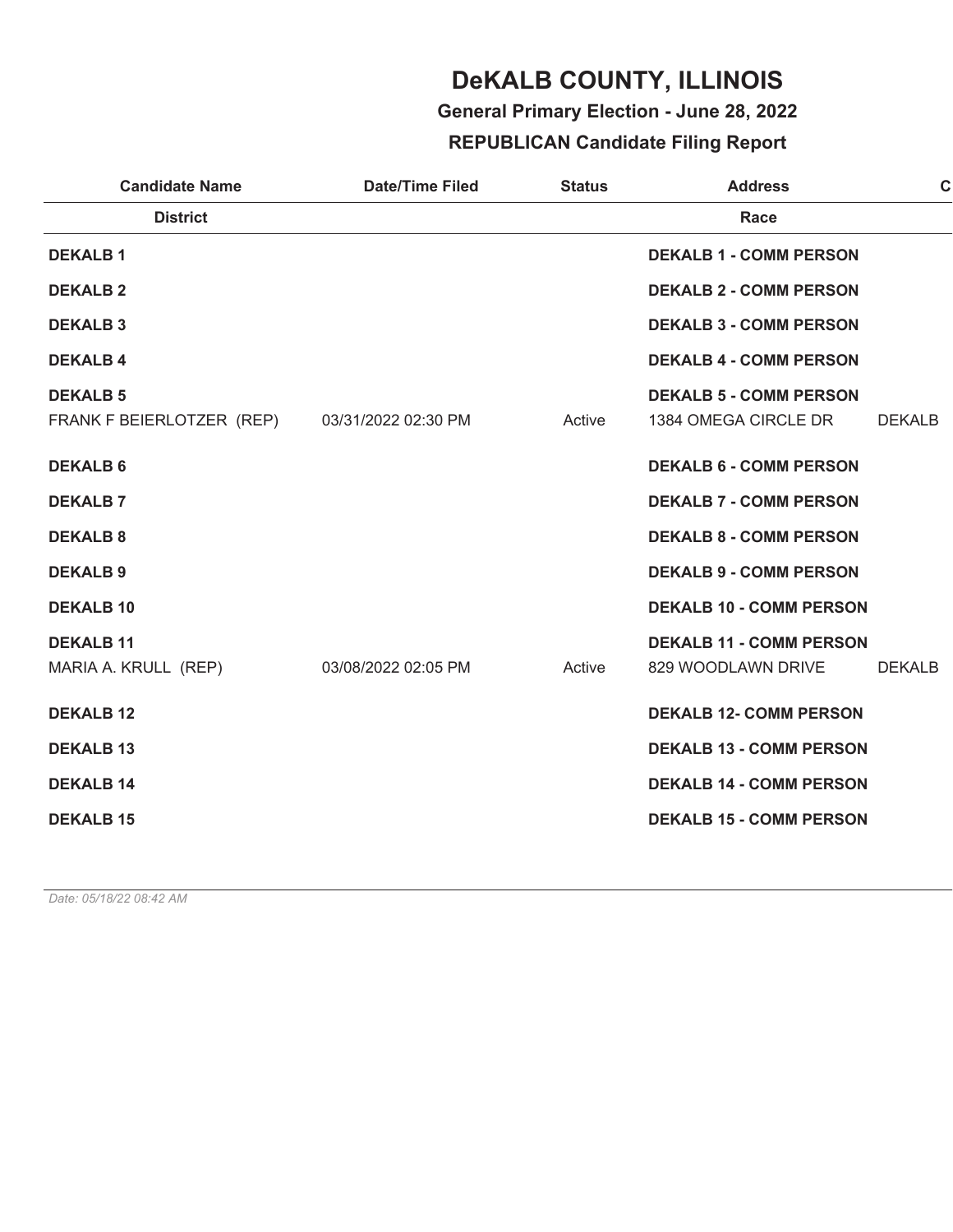# DeKALB COUNTY, ILLINOIS

**General Primary Election - June 28, 2022**

**REPUBLICAN Candidate Filing Report**

| Candidate Name | Date/Time Filed | Status | Address | C |
|---|---|---|---|---|
| **District** | | | **Race** | |
| **DEKALB 1** | | | **DEKALB 1 - COMM PERSON** | |
| **DEKALB 2** | | | **DEKALB 2 - COMM PERSON** | |
| **DEKALB 3** | | | **DEKALB 3 - COMM PERSON** | |
| **DEKALB 4** | | | **DEKALB 4 - COMM PERSON** | |
| **DEKALB 5** | | | **DEKALB 5 - COMM PERSON** | |
| FRANK F BEIERLOTZER (REP) | 03/31/2022 02:30 PM | Active | 1384 OMEGA CIRCLE DR | DEKALB |
| **DEKALB 6** | | | **DEKALB 6 - COMM PERSON** | |
| **DEKALB 7** | | | **DEKALB 7 - COMM PERSON** | |
| **DEKALB 8** | | | **DEKALB 8 - COMM PERSON** | |
| **DEKALB 9** | | | **DEKALB 9 - COMM PERSON** | |
| **DEKALB 10** | | | **DEKALB 10 - COMM PERSON** | |
| **DEKALB 11** | | | **DEKALB 11 - COMM PERSON** | |
| MARIA A. KRULL (REP) | 03/08/2022 02:05 PM | Active | 829 WOODLAWN DRIVE | DEKALB |
| **DEKALB 12** | | | **DEKALB 12- COMM PERSON** | |
| **DEKALB 13** | | | **DEKALB 13 - COMM PERSON** | |
| **DEKALB 14** | | | **DEKALB 14 - COMM PERSON** | |
| **DEKALB 15** | | | **DEKALB 15 - COMM PERSON** | |

*Date: 05/18/22 08:42 AM*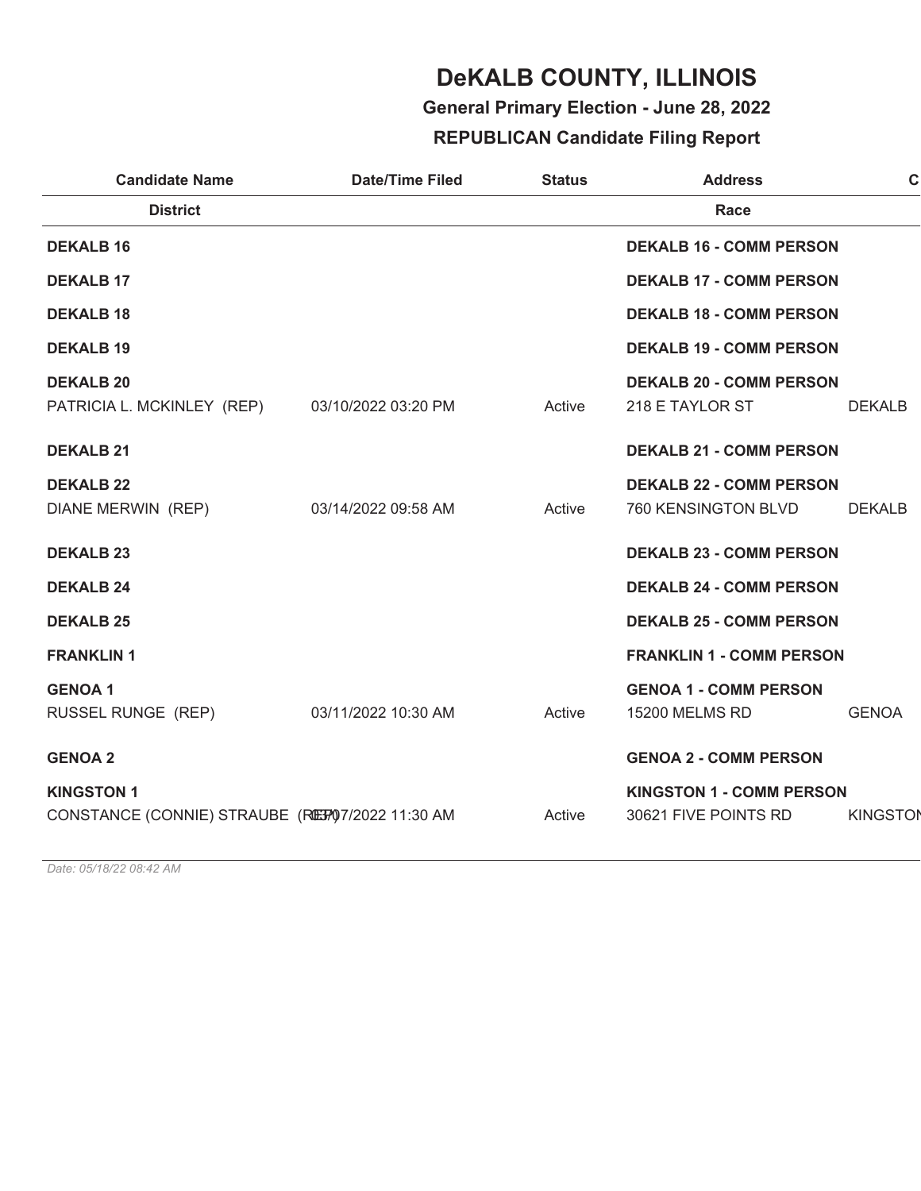# DeKALB COUNTY, ILLINOIS

**General Primary Election - June 28, 2022**

**REPUBLICAN Candidate Filing Report**

| Candidate Name | Date/Time Filed | Status | Address | C |
|---|---|---|---|---|
| **District** | | | **Race** | |
| **DEKALB 16** | | | **DEKALB 16 - COMM PERSON** | |
| **DEKALB 17** | | | **DEKALB 17 - COMM PERSON** | |
| **DEKALB 18** | | | **DEKALB 18 - COMM PERSON** | |
| **DEKALB 19** | | | **DEKALB 19 - COMM PERSON** | |
| **DEKALB 20** | | | **DEKALB 20 - COMM PERSON** | |
| PATRICIA L. MCKINLEY (REP) | 03/10/2022 03:20 PM | Active | 218 E TAYLOR ST | DEKALB |
| **DEKALB 21** | | | **DEKALB 21 - COMM PERSON** | |
| **DEKALB 22** | | | **DEKALB 22 - COMM PERSON** | |
| DIANE MERWIN (REP) | 03/14/2022 09:58 AM | Active | 760 KENSINGTON BLVD | DEKALB |
| **DEKALB 23** | | | **DEKALB 23 - COMM PERSON** | |
| **DEKALB 24** | | | **DEKALB 24 - COMM PERSON** | |
| **DEKALB 25** | | | **DEKALB 25 - COMM PERSON** | |
| **FRANKLIN 1** | | | **FRANKLIN 1 - COMM PERSON** | |
| **GENOA 1** | | | **GENOA 1 - COMM PERSON** | |
| RUSSEL RUNGE (REP) | 03/11/2022 10:30 AM | Active | 15200 MELMS RD | GENOA |
| **GENOA 2** | | | **GENOA 2 - COMM PERSON** | |
| **KINGSTON 1** | | | **KINGSTON 1 - COMM PERSON** | |
| CONSTANCE (CONNIE) STRAUBE (REP) | 03/07/2022 11:30 AM | Active | 30621 FIVE POINTS RD | KINGSTON |

*Date: 05/18/22 08:42 AM*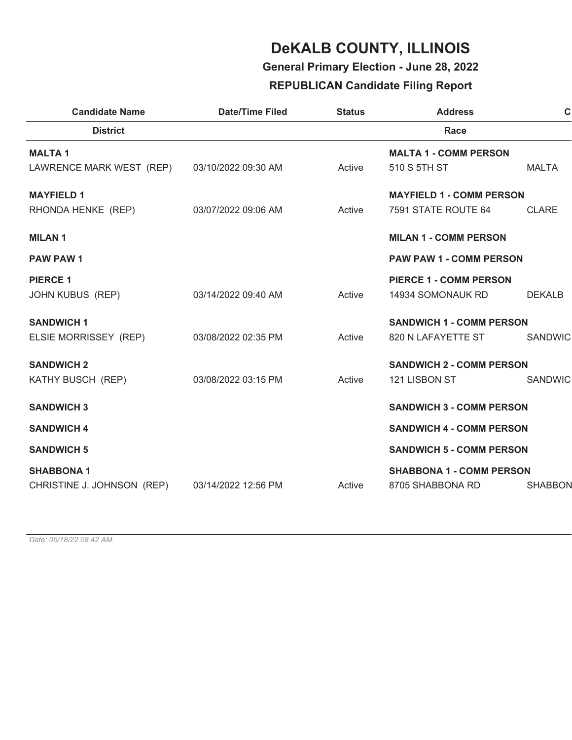# DeKALB COUNTY, ILLINOIS

**General Primary Election - June 28, 2022**

**REPUBLICAN Candidate Filing Report**

| Candidate Name | Date/Time Filed | Status | Address | C |
|---|---|---|---|---|
| **District** | | | **Race** | |
| **MALTA 1** | | | **MALTA 1 - COMM PERSON** | |
| LAWRENCE MARK WEST (REP) | 03/10/2022 09:30 AM | Active | 510 S 5TH ST | MALTA |
| **MAYFIELD 1** | | | **MAYFIELD 1 - COMM PERSON** | |
| RHONDA HENKE (REP) | 03/07/2022 09:06 AM | Active | 7591 STATE ROUTE 64 | CLARE |
| **MILAN 1** | | | **MILAN 1 - COMM PERSON** | |
| **PAW PAW 1** | | | **PAW PAW 1 - COMM PERSON** | |
| **PIERCE 1** | | | **PIERCE 1 - COMM PERSON** | |
| JOHN KUBUS (REP) | 03/14/2022 09:40 AM | Active | 14934 SOMONAUK RD | DEKALB |
| **SANDWICH 1** | | | **SANDWICH 1 - COMM PERSON** | |
| ELSIE MORRISSEY (REP) | 03/08/2022 02:35 PM | Active | 820 N LAFAYETTE ST | SANDWIC |
| **SANDWICH 2** | | | **SANDWICH 2 - COMM PERSON** | |
| KATHY BUSCH (REP) | 03/08/2022 03:15 PM | Active | 121 LISBON ST | SANDWIC |
| **SANDWICH 3** | | | **SANDWICH 3 - COMM PERSON** | |
| **SANDWICH 4** | | | **SANDWICH 4 - COMM PERSON** | |
| **SANDWICH 5** | | | **SANDWICH 5 - COMM PERSON** | |
| **SHABBONA 1** | | | **SHABBONA 1 - COMM PERSON** | |
| CHRISTINE J. JOHNSON (REP) | 03/14/2022 12:56 PM | Active | 8705 SHABBONA RD | SHABBON |

*Date: 05/18/22 08:42 AM*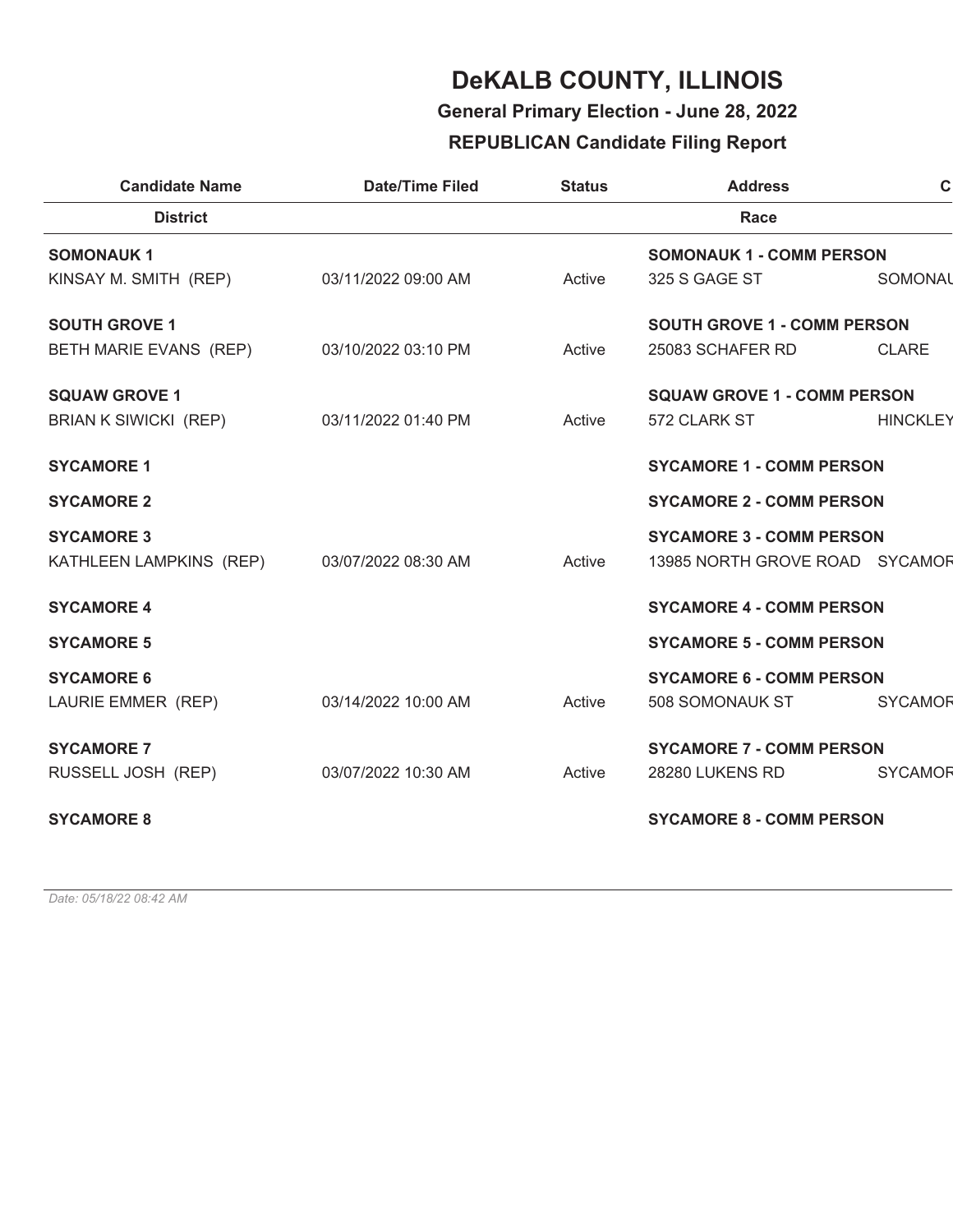# DeKALB COUNTY, ILLINOIS

## General Primary Election - June 28, 2022

## REPUBLICAN Candidate Filing Report

| Candidate Name | Date/Time Filed | Status | Address | C |
|---|---|---|---|---|
| **District** | | | **Race** | |
| **SOMONAUK 1** | | | **SOMONAUK 1 - COMM PERSON** | |
| KINSAY M. SMITH (REP) | 03/11/2022 09:00 AM | Active | 325 S GAGE ST | SOMONAU |
| **SOUTH GROVE 1** | | | **SOUTH GROVE 1 - COMM PERSON** | |
| BETH MARIE EVANS (REP) | 03/10/2022 03:10 PM | Active | 25083 SCHAFER RD | CLARE |
| **SQUAW GROVE 1** | | | **SQUAW GROVE 1 - COMM PERSON** | |
| BRIAN K SIWICKI (REP) | 03/11/2022 01:40 PM | Active | 572 CLARK ST | HINCKLEY |
| **SYCAMORE 1** | | | **SYCAMORE 1 - COMM PERSON** | |
| **SYCAMORE 2** | | | **SYCAMORE 2 - COMM PERSON** | |
| **SYCAMORE 3** | | | **SYCAMORE 3 - COMM PERSON** | |
| KATHLEEN LAMPKINS (REP) | 03/07/2022 08:30 AM | Active | 13985 NORTH GROVE ROAD | SYCAMOR |
| **SYCAMORE 4** | | | **SYCAMORE 4 - COMM PERSON** | |
| **SYCAMORE 5** | | | **SYCAMORE 5 - COMM PERSON** | |
| **SYCAMORE 6** | | | **SYCAMORE 6 - COMM PERSON** | |
| LAURIE EMMER (REP) | 03/14/2022 10:00 AM | Active | 508 SOMONAUK ST | SYCAMOR |
| **SYCAMORE 7** | | | **SYCAMORE 7 - COMM PERSON** | |
| RUSSELL JOSH (REP) | 03/07/2022 10:30 AM | Active | 28280 LUKENS RD | SYCAMOR |
| **SYCAMORE 8** | | | **SYCAMORE 8 - COMM PERSON** | |

*Date: 05/18/22 08:42 AM*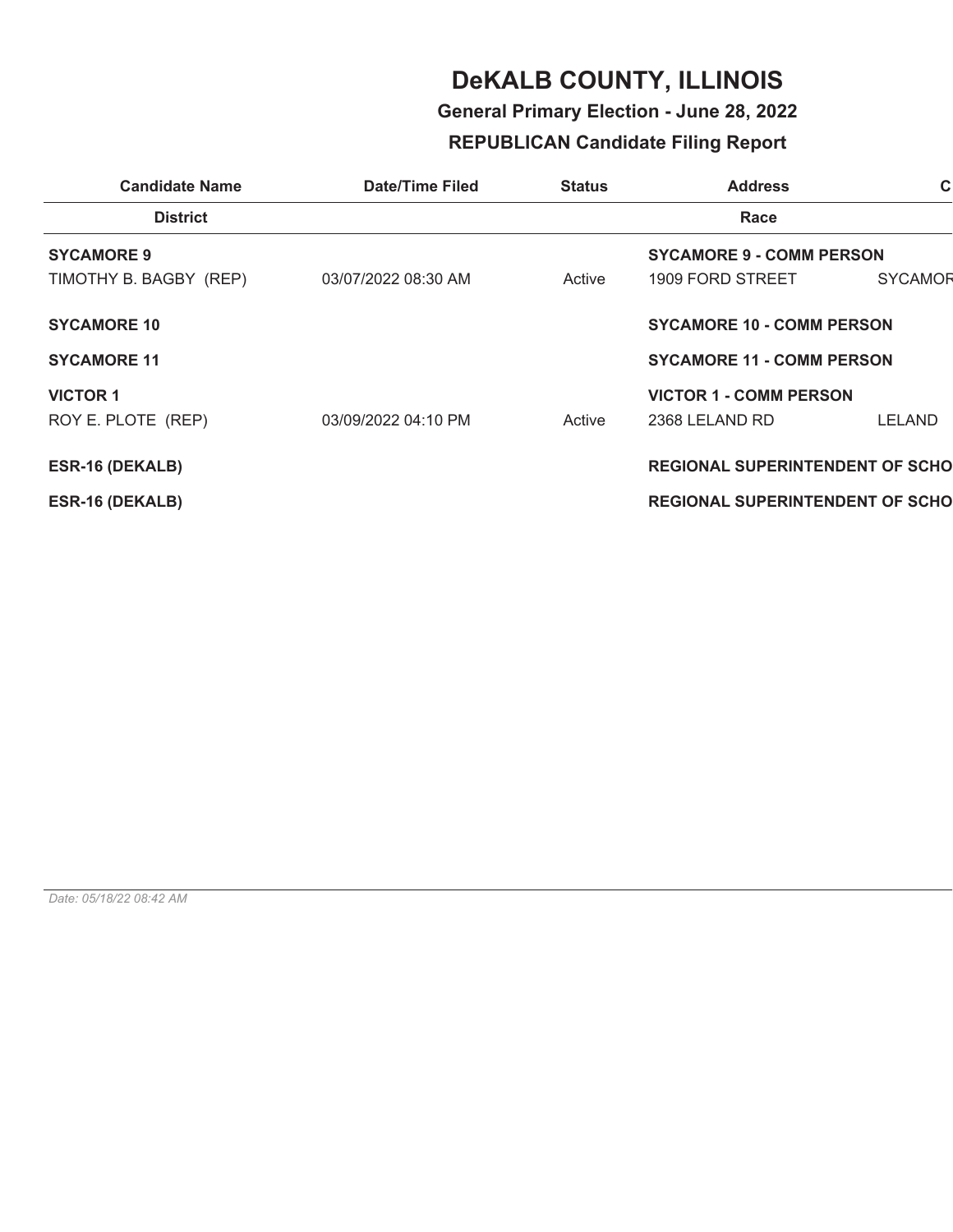# DeKALB COUNTY, ILLINOIS

## General Primary Election - June 28, 2022

## REPUBLICAN Candidate Filing Report

| Candidate Name | Date/Time Filed | Status | Address | C |
|---|---|---|---|---|
| **District** | | | **Race** | |
| **SYCAMORE 9** | | | **SYCAMORE 9 - COMM PERSON** | |
| TIMOTHY B. BAGBY (REP) | 03/07/2022 08:30 AM | Active | 1909 FORD STREET | SYCAMOR |
| **SYCAMORE 10** | | | **SYCAMORE 10 - COMM PERSON** | |
| **SYCAMORE 11** | | | **SYCAMORE 11 - COMM PERSON** | |
| **VICTOR 1** | | | **VICTOR 1 - COMM PERSON** | |
| ROY E. PLOTE (REP) | 03/09/2022 04:10 PM | Active | 2368 LELAND RD | LELAND |
| **ESR-16 (DEKALB)** | | | **REGIONAL SUPERINTENDENT OF SCHO** | |
| **ESR-16 (DEKALB)** | | | **REGIONAL SUPERINTENDENT OF SCHO** | |

*Date: 05/18/22 08:42 AM*